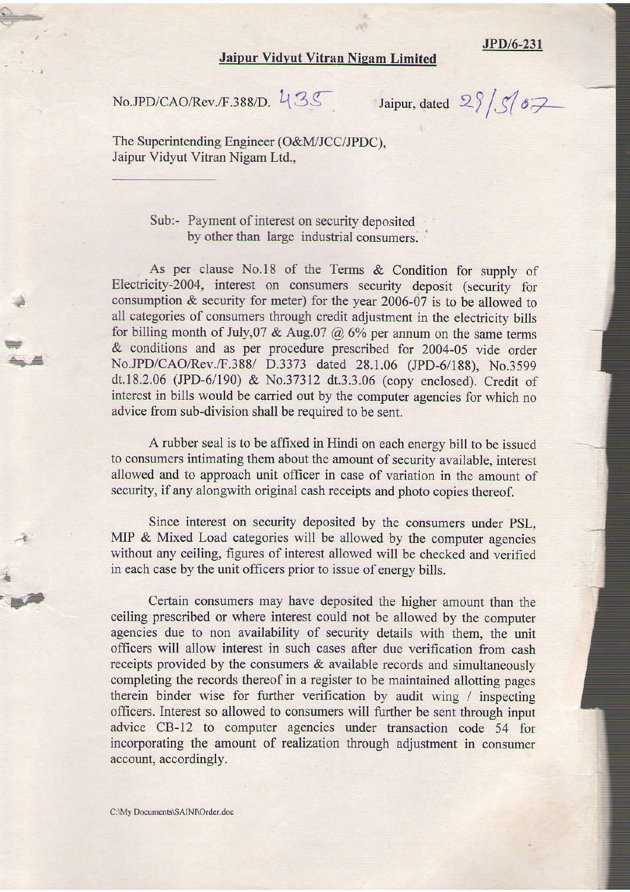JPD/6-231

## Jaipur Vidyut Vitran Nigam Limited

No.JPD/CAO/Rev./F.388/D. 435 Jaipur, dated 29/5/07

The Superintending Engineer (O&M/JCC/JPDC),
Jaipur Vidyut Vitran Nigam Ltd.,

Sub:- Payment of interest on security deposited by other than large industrial consumers.

As per clause No.18 of the Terms & Condition for supply of Electricity-2004, interest on consumers security deposit (security for consumption & security for meter) for the year 2006-07 is to be allowed to all categories of consumers through credit adjustment in the electricity bills for billing month of July,07 & Aug.07 @ 6% per annum on the same terms & conditions and as per procedure prescribed for 2004-05 vide order No.JPD/CAO/Rev./F.388/ D.3373 dated 28.1.06 (JPD-6/188), No.3599 dt.18.2.06 (JPD-6/190) & No.37312 dt.3.3.06 (copy enclosed). Credit of interest in bills would be carried out by the computer agencies for which no advice from sub-division shall be required to be sent.

A rubber seal is to be affixed in Hindi on each energy bill to be issued to consumers intimating them about the amount of security available, interest allowed and to approach unit officer in case of variation in the amount of security, if any alongwith original cash receipts and photo copies thereof.

Since interest on security deposited by the consumers under PSL, MIP & Mixed Load categories will be allowed by the computer agencies without any ceiling, figures of interest allowed will be checked and verified in each case by the unit officers prior to issue of energy bills.

Certain consumers may have deposited the higher amount than the ceiling prescribed or where interest could not be allowed by the computer agencies due to non availability of security details with them, the unit officers will allow interest in such cases after due verification from cash receipts provided by the consumers & available records and simultaneously completing the records thereof in a register to be maintained allotting pages therein binder wise for further verification by audit wing / inspecting officers. Interest so allowed to consumers will further be sent through input advice CB-12 to computer agencies under transaction code 54 for incorporating the amount of realization through adjustment in consumer account, accordingly.

C:\My Documents\SAINI\Order.doc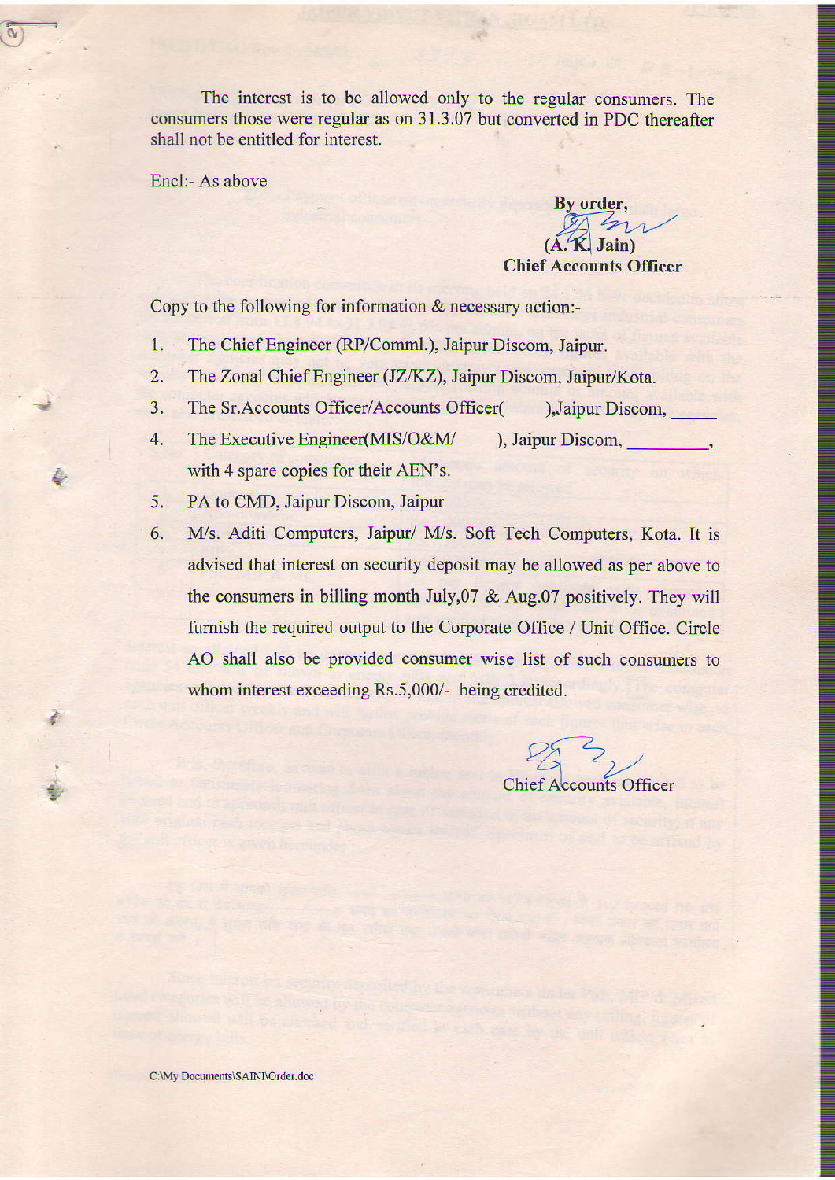The interest is to be allowed only to the regular consumers. The consumers those were regular as on 31.3.07 but converted in PDC thereafter shall not be entitled for interest.

Encl:- As above

**By order,**

**(A. K. Jain)**
**Chief Accounts Officer**

Copy to the following for information & necessary action:-

1. The Chief Engineer (RP/Comml.), Jaipur Discom, Jaipur.
2. The Zonal Chief Engineer (JZ/KZ), Jaipur Discom, Jaipur/Kota.
3. The Sr.Accounts Officer/Accounts Officer( ),Jaipur Discom, _____
4. The Executive Engineer(MIS/O&M/ ), Jaipur Discom, _________, with 4 spare copies for their AEN's.
5. PA to CMD, Jaipur Discom, Jaipur
6. M/s. Aditi Computers, Jaipur/ M/s. Soft Tech Computers, Kota. It is advised that interest on security deposit may be allowed as per above to the consumers in billing month July,07 & Aug.07 positively. They will furnish the required output to the Corporate Office / Unit Office. Circle AO shall also be provided consumer wise list of such consumers to whom interest exceeding Rs.5,000/- being credited.

Chief Accounts Officer

C:\My Documents\SAINI\Order.doc